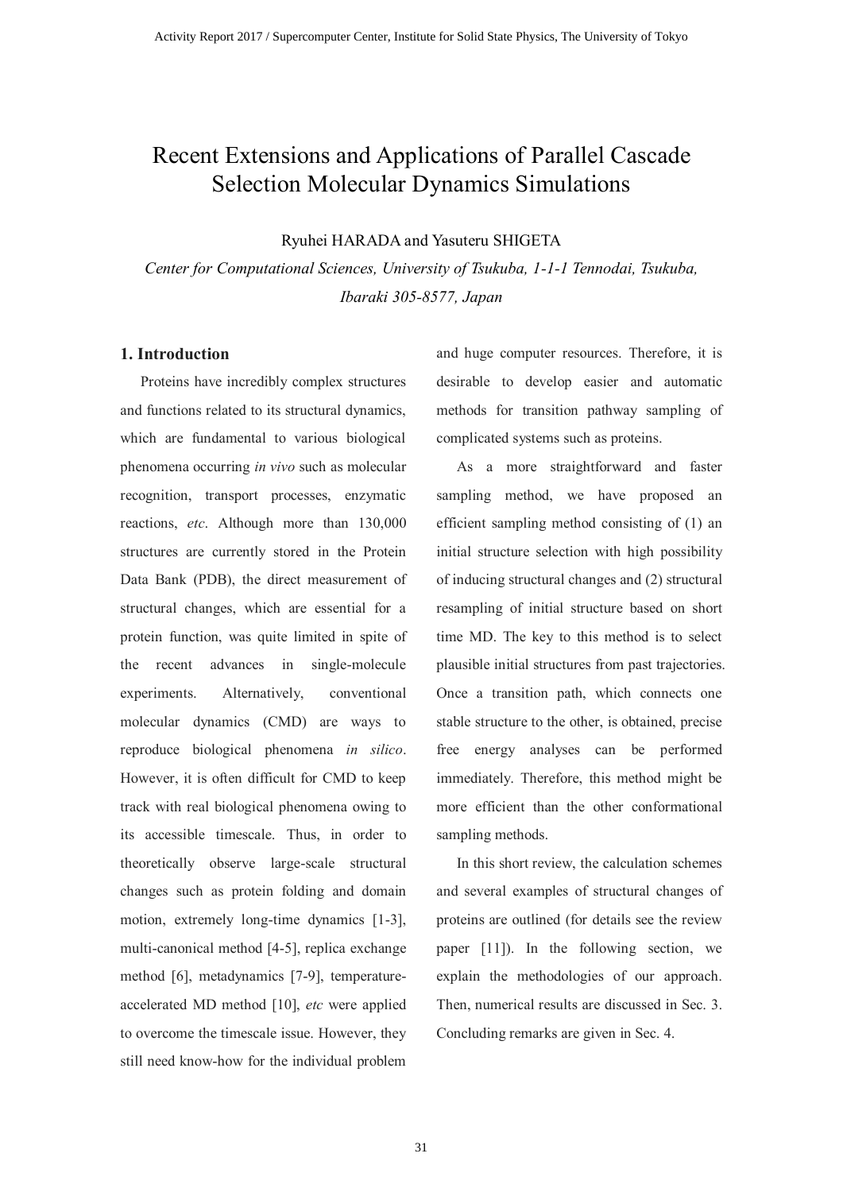# Recent Extensions and Applications of Parallel Cascade Selection Molecular Dynamics Simulations

Ryuhei HARADA and Yasuteru SHIGETA

*Center for Computational Sciences, University of Tsukuba, 1-1-1 Tennodai, Tsukuba, Ibaraki 305-8577, Japan*

## 1. Introduction

Proteins have incredibly complex structures and functions related to its structural dynamics, which are fundamental to various biological phenomena occurring *in vivo* such as molecular recognition, transport processes, enzymatic reactions, *etc*. Although more than 130,000 structures are currently stored in the Protein Data Bank (PDB), the direct measurement of structural changes, which are essential for a protein function, was quite limited in spite of the recent advances in single-molecule experiments. Alternatively, conventional molecular dynamics (CMD) are ways to reproduce biological phenomena *in silico*. However, it is often difficult for CMD to keep track with real biological phenomena owing to its accessible timescale. Thus, in order to theoretically observe large-scale structural changes such as protein folding and domain motion, extremely long-time dynamics [1-3], multi-canonical method [4-5], replica exchange method [6], metadynamics [7-9], temperature-accelerated MD method [10], *etc* were applied to overcome the timescale issue. However, they still need know-how for the individual problem and huge computer resources. Therefore, it is desirable to develop easier and automatic methods for transition pathway sampling of complicated systems such as proteins.

As a more straightforward and faster sampling method, we have proposed an efficient sampling method consisting of (1) an initial structure selection with high possibility of inducing structural changes and (2) structural resampling of initial structure based on short time MD. The key to this method is to select plausible initial structures from past trajectories. Once a transition path, which connects one stable structure to the other, is obtained, precise free energy analyses can be performed immediately. Therefore, this method might be more efficient than the other conformational sampling methods.

In this short review, the calculation schemes and several examples of structural changes of proteins are outlined (for details see the review paper [11]). In the following section, we explain the methodologies of our approach. Then, numerical results are discussed in Sec. 3. Concluding remarks are given in Sec. 4.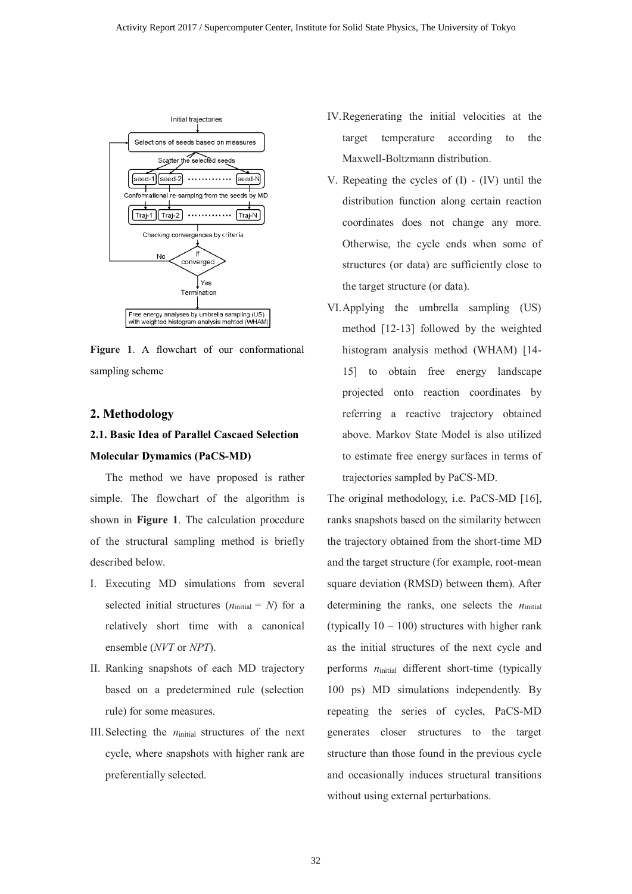Figure 1. A flowchart of our conformational sampling scheme

## 2. Methodology

### 2.1. Basic Idea of Parallel Cascaed Selection Molecular Dymamics (PaCS-MD)

The method we have proposed is rather simple. The flowchart of the algorithm is shown in **Figure 1**. The calculation procedure of the structural sampling method is briefly described below.

I. Executing MD simulations from several selected initial structures ($n_{\text{initial}} = N$) for a relatively short time with a canonical ensemble (*NVT* or *NPT*).

II. Ranking snapshots of each MD trajectory based on a predetermined rule (selection rule) for some measures.

III. Selecting the $n_{\text{initial}}$ structures of the next cycle, where snapshots with higher rank are preferentially selected.

IV. Regenerating the initial velocities at the target temperature according to the Maxwell-Boltzmann distribution.

V. Repeating the cycles of (I) - (IV) until the distribution function along certain reaction coordinates does not change any more. Otherwise, the cycle ends when some of structures (or data) are sufficiently close to the target structure (or data).

VI. Applying the umbrella sampling (US) method [12-13] followed by the weighted histogram analysis method (WHAM) [14-15] to obtain free energy landscape projected onto reaction coordinates by referring a reactive trajectory obtained above. Markov State Model is also utilized to estimate free energy surfaces in terms of trajectories sampled by PaCS-MD.

The original methodology, i.e. PaCS-MD [16], ranks snapshots based on the similarity between the trajectory obtained from the short-time MD and the target structure (for example, root-mean square deviation (RMSD) between them). After determining the ranks, one selects the $n_{\text{initial}}$ (typically 10 – 100) structures with higher rank as the initial structures of the next cycle and performs $n_{\text{initial}}$ different short-time (typically 100 ps) MD simulations independently. By repeating the series of cycles, PaCS-MD generates closer structures to the target structure than those found in the previous cycle and occasionally induces structural transitions without using external perturbations.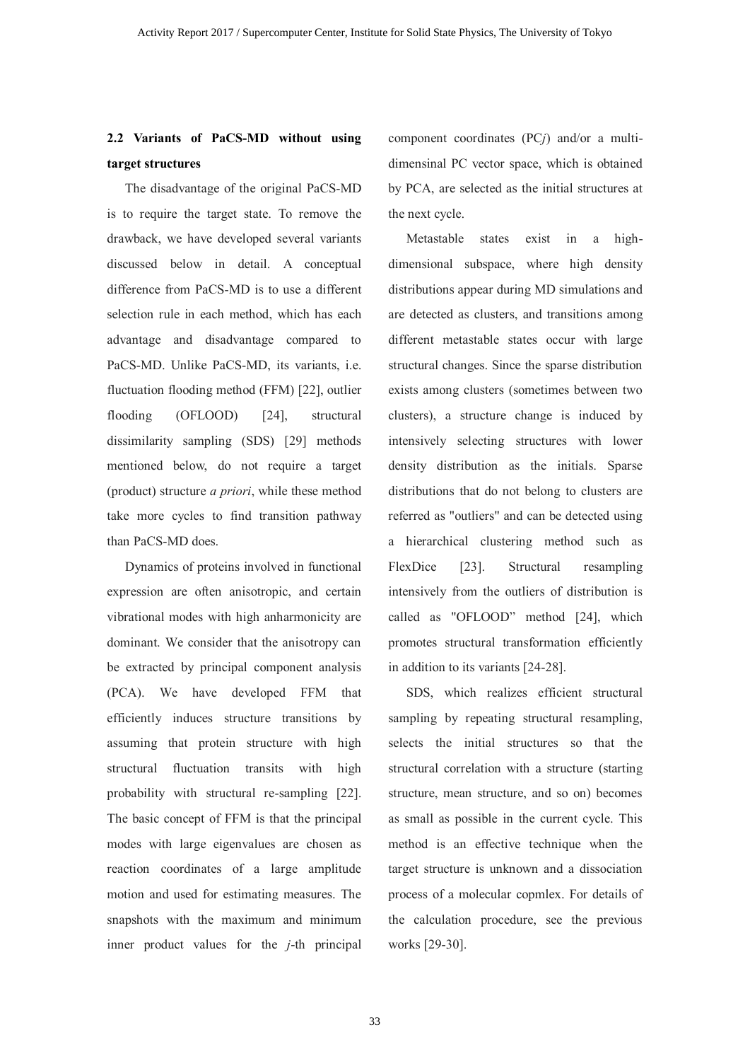## 2.2 Variants of PaCS-MD without using target structures

The disadvantage of the original PaCS-MD is to require the target state. To remove the drawback, we have developed several variants discussed below in detail. A conceptual difference from PaCS-MD is to use a different selection rule in each method, which has each advantage and disadvantage compared to PaCS-MD. Unlike PaCS-MD, its variants, i.e. fluctuation flooding method (FFM) [22], outlier flooding (OFLOOD) [24], structural dissimilarity sampling (SDS) [29] methods mentioned below, do not require a target (product) structure *a priori*, while these method take more cycles to find transition pathway than PaCS-MD does.

Dynamics of proteins involved in functional expression are often anisotropic, and certain vibrational modes with high anharmonicity are dominant. We consider that the anisotropy can be extracted by principal component analysis (PCA). We have developed FFM that efficiently induces structure transitions by assuming that protein structure with high structural fluctuation transits with high probability with structural re-sampling [22]. The basic concept of FFM is that the principal modes with large eigenvalues are chosen as reaction coordinates of a large amplitude motion and used for estimating measures. The snapshots with the maximum and minimum inner product values for the $j$-th principal component coordinates (PC$j$) and/or a multi-dimensinal PC vector space, which is obtained by PCA, are selected as the initial structures at the next cycle.

Metastable states exist in a high-dimensional subspace, where high density distributions appear during MD simulations and are detected as clusters, and transitions among different metastable states occur with large structural changes. Since the sparse distribution exists among clusters (sometimes between two clusters), a structure change is induced by intensively selecting structures with lower density distribution as the initials. Sparse distributions that do not belong to clusters are referred as "outliers" and can be detected using a hierarchical clustering method such as FlexDice [23]. Structural resampling intensively from the outliers of distribution is called as "OFLOOD" method [24], which promotes structural transformation efficiently in addition to its variants [24-28].

SDS, which realizes efficient structural sampling by repeating structural resampling, selects the initial structures so that the structural correlation with a structure (starting structure, mean structure, and so on) becomes as small as possible in the current cycle. This method is an effective technique when the target structure is unknown and a dissociation process of a molecular copmlex. For details of the calculation procedure, see the previous works [29-30].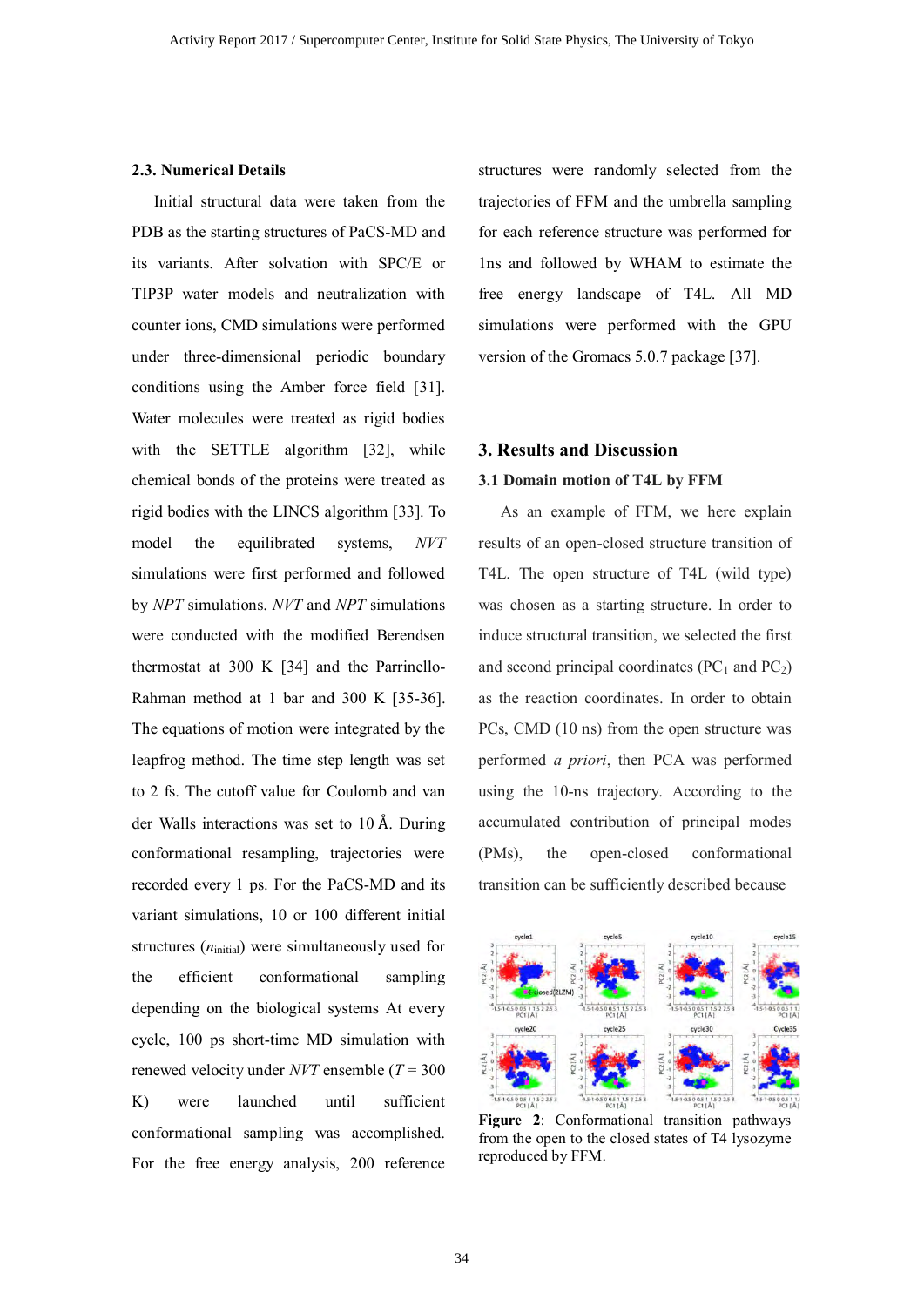### 2.3. Numerical Details

Initial structural data were taken from the PDB as the starting structures of PaCS-MD and its variants. After solvation with SPC/E or TIP3P water models and neutralization with counter ions, CMD simulations were performed under three-dimensional periodic boundary conditions using the Amber force field [31]. Water molecules were treated as rigid bodies with the SETTLE algorithm [32], while chemical bonds of the proteins were treated as rigid bodies with the LINCS algorithm [33]. To model the equilibrated systems, *NVT* simulations were first performed and followed by *NPT* simulations. *NVT* and *NPT* simulations were conducted with the modified Berendsen thermostat at 300 K [34] and the Parrinello-Rahman method at 1 bar and 300 K [35-36]. The equations of motion were integrated by the leapfrog method. The time step length was set to 2 fs. The cutoff value for Coulomb and van der Walls interactions was set to 10 Å. During conformational resampling, trajectories were recorded every 1 ps. For the PaCS-MD and its variant simulations, 10 or 100 different initial structures ($n_{\text{initial}}$) were simultaneously used for the efficient conformational sampling depending on the biological systems At every cycle, 100 ps short-time MD simulation with renewed velocity under *NVT* ensemble ($T$ = 300 K) were launched until sufficient conformational sampling was accomplished. For the free energy analysis, 200 reference structures were randomly selected from the trajectories of FFM and the umbrella sampling for each reference structure was performed for 1ns and followed by WHAM to estimate the free energy landscape of T4L. All MD simulations were performed with the GPU version of the Gromacs 5.0.7 package [37].

## 3. Results and Discussion

### 3.1 Domain motion of T4L by FFM

As an example of FFM, we here explain results of an open-closed structure transition of T4L. The open structure of T4L (wild type) was chosen as a starting structure. In order to induce structural transition, we selected the first and second principal coordinates ($PC_1$ and $PC_2$) as the reaction coordinates. In order to obtain PCs, CMD (10 ns) from the open structure was performed *a priori*, then PCA was performed using the 10-ns trajectory. According to the accumulated contribution of principal modes (PMs), the open-closed conformational transition can be sufficiently described because

**Figure 2**: Conformational transition pathways from the open to the closed states of T4 lysozyme reproduced by FFM.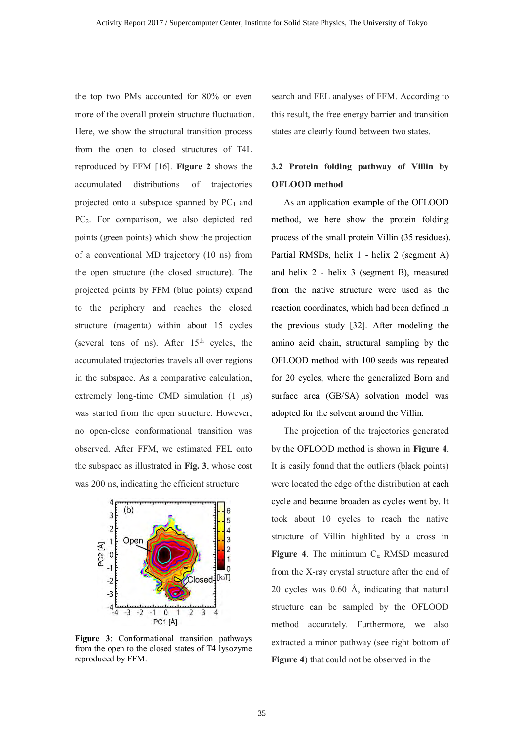the top two PMs accounted for 80% or even more of the overall protein structure fluctuation. Here, we show the structural transition process from the open to closed structures of T4L reproduced by FFM [16]. **Figure 2** shows the accumulated distributions of trajectories projected onto a subspace spanned by $PC_1$ and $PC_2$. For comparison, we also depicted red points (green points) which show the projection of a conventional MD trajectory (10 ns) from the open structure (the closed structure). The projected points by FFM (blue points) expand to the periphery and reaches the closed structure (magenta) within about 15 cycles (several tens of ns). After $15^{th}$ cycles, the accumulated trajectories travels all over regions in the subspace. As a comparative calculation, extremely long-time CMD simulation (1 μs) was started from the open structure. However, no open-close conformational transition was observed. After FFM, we estimated FEL onto the subspace as illustrated in **Fig. 3**, whose cost was 200 ns, indicating the efficient structure search and FEL analyses of FFM. According to this result, the free energy barrier and transition states are clearly found between two states.

**Figure 3**: Conformational transition pathways from the open to the closed states of T4 lysozyme reproduced by FFM.

### 3.2 Protein folding pathway of Villin by OFLOOD method

As an application example of the OFLOOD method, we here show the protein folding process of the small protein Villin (35 residues). Partial RMSDs, helix 1 - helix 2 (segment A) and helix 2 - helix 3 (segment B), measured from the native structure were used as the reaction coordinates, which had been defined in the previous study [32]. After modeling the amino acid chain, structural sampling by the OFLOOD method with 100 seeds was repeated for 20 cycles, where the generalized Born and surface area (GB/SA) solvation model was adopted for the solvent around the Villin.

The projection of the trajectories generated by the OFLOOD method is shown in **Figure 4**. It is easily found that the outliers (black points) were located the edge of the distribution at each cycle and became broaden as cycles went by. It took about 10 cycles to reach the native structure of Villin highlited by a cross in **Figure 4**. The minimum $C_\alpha$ RMSD measured from the X-ray crystal structure after the end of 20 cycles was 0.60 Å, indicating that natural structure can be sampled by the OFLOOD method accurately. Furthermore, we also extracted a minor pathway (see right bottom of **Figure 4**) that could not be observed in the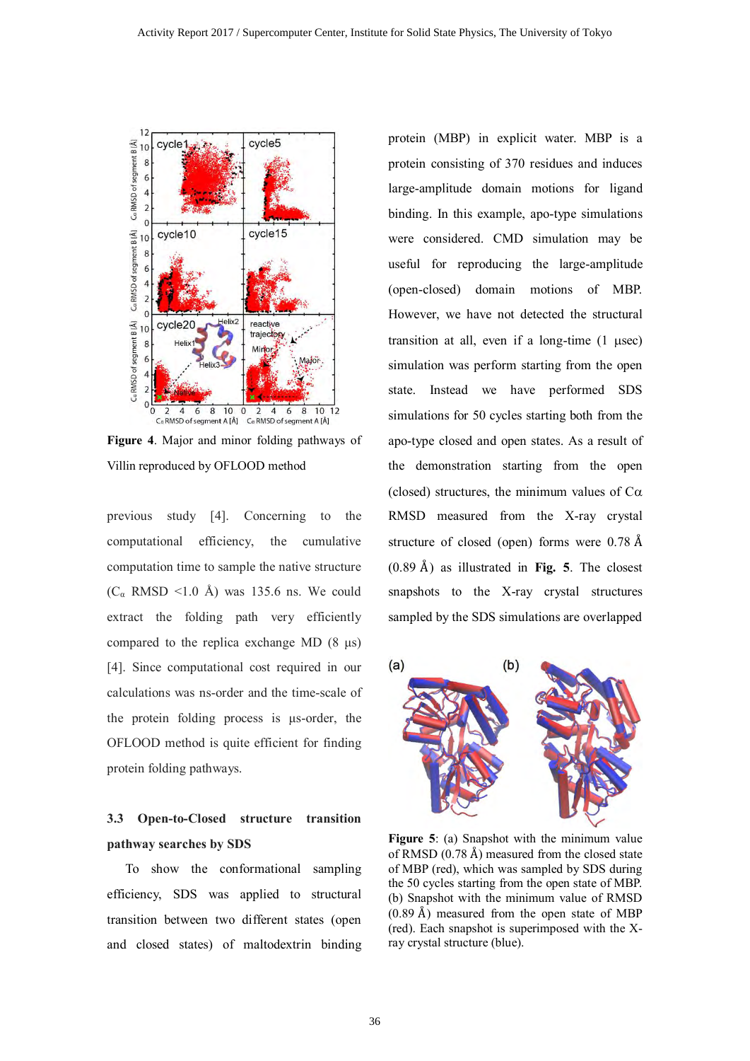**Figure 4**. Major and minor folding pathways of Villin reproduced by OFLOOD method

previous study [4]. Concerning to the computational efficiency, the cumulative computation time to sample the native structure ($C_\alpha$ RMSD <1.0 Å) was 135.6 ns. We could extract the folding path very efficiently compared to the replica exchange MD (8 μs) [4]. Since computational cost required in our calculations was ns-order and the time-scale of the protein folding process is μs-order, the OFLOOD method is quite efficient for finding protein folding pathways.

### 3.3 Open-to-Closed structure transition pathway searches by SDS

To show the conformational sampling efficiency, SDS was applied to structural transition between two different states (open and closed states) of maltodextrin binding protein (MBP) in explicit water. MBP is a protein consisting of 370 residues and induces large-amplitude domain motions for ligand binding. In this example, apo-type simulations were considered. CMD simulation may be useful for reproducing the large-amplitude (open-closed) domain motions of MBP. However, we have not detected the structural transition at all, even if a long-time (1 μsec) simulation was perform starting from the open state. Instead we have performed SDS simulations for 50 cycles starting both from the apo-type closed and open states. As a result of the demonstration starting from the open (closed) structures, the minimum values of Cα RMSD measured from the X-ray crystal structure of closed (open) forms were 0.78 Å (0.89 Å) as illustrated in **Fig. 5**. The closest snapshots to the X-ray crystal structures sampled by the SDS simulations are overlapped

**Figure 5**: (a) Snapshot with the minimum value of RMSD (0.78 Å) measured from the closed state of MBP (red), which was sampled by SDS during the 50 cycles starting from the open state of MBP. (b) Snapshot with the minimum value of RMSD (0.89 Å) measured from the open state of MBP (red). Each snapshot is superimposed with the X-ray crystal structure (blue).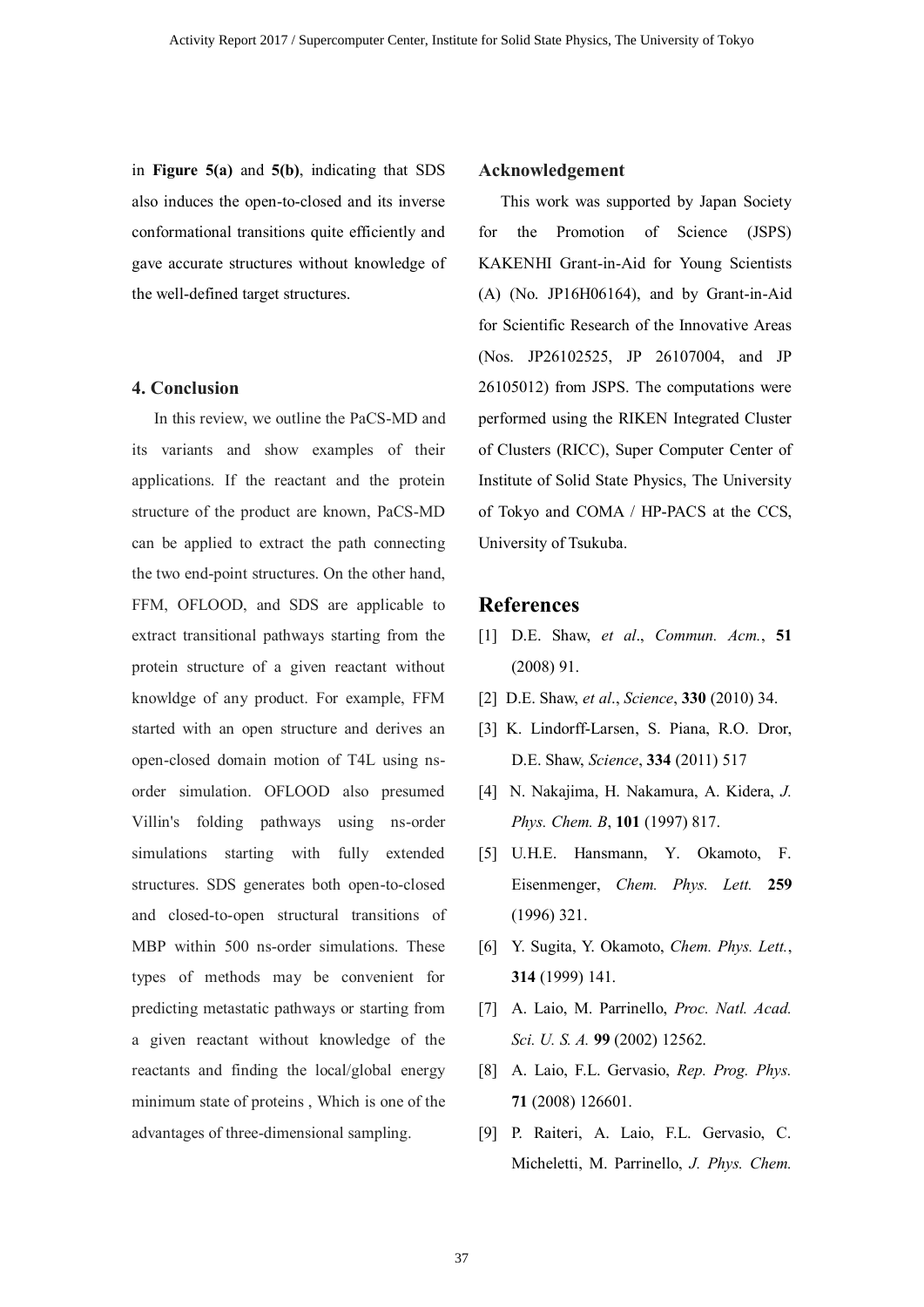in **Figure 5(a)** and **5(b)**, indicating that SDS also induces the open-to-closed and its inverse conformational transitions quite efficiently and gave accurate structures without knowledge of the well-defined target structures.

## 4. Conclusion

In this review, we outline the PaCS-MD and its variants and show examples of their applications. If the reactant and the protein structure of the product are known, PaCS-MD can be applied to extract the path connecting the two end-point structures. On the other hand, FFM, OFLOOD, and SDS are applicable to extract transitional pathways starting from the protein structure of a given reactant without knowldge of any product. For example, FFM started with an open structure and derives an open-closed domain motion of T4L using ns-order simulation. OFLOOD also presumed Villin's folding pathways using ns-order simulations starting with fully extended structures. SDS generates both open-to-closed and closed-to-open structural transitions of MBP within 500 ns-order simulations. These types of methods may be convenient for predicting metastatic pathways or starting from a given reactant without knowledge of the reactants and finding the local/global energy minimum state of proteins , Which is one of the advantages of three-dimensional sampling.

## Acknowledgement

This work was supported by Japan Society for the Promotion of Science (JSPS) KAKENHI Grant-in-Aid for Young Scientists (A) (No. JP16H06164), and by Grant-in-Aid for Scientific Research of the Innovative Areas (Nos. JP26102525, JP 26107004, and JP 26105012) from JSPS. The computations were performed using the RIKEN Integrated Cluster of Clusters (RICC), Super Computer Center of Institute of Solid State Physics, The University of Tokyo and COMA / HP-PACS at the CCS, University of Tsukuba.

## References

[1] D.E. Shaw, *et al*., *Commun. Acm.*, **51** (2008) 91.

[2] D.E. Shaw, *et al*., *Science*, **330** (2010) 34.

[3] K. Lindorff-Larsen, S. Piana, R.O. Dror, D.E. Shaw, *Science*, **334** (2011) 517

[4] N. Nakajima, H. Nakamura, A. Kidera, *J. Phys. Chem. B*, **101** (1997) 817.

[5] U.H.E. Hansmann, Y. Okamoto, F. Eisenmenger, *Chem. Phys. Lett.* **259** (1996) 321.

[6] Y. Sugita, Y. Okamoto, *Chem. Phys. Lett.*, **314** (1999) 141.

[7] A. Laio, M. Parrinello, *Proc. Natl. Acad. Sci. U. S. A.* **99** (2002) 12562.

[8] A. Laio, F.L. Gervasio, *Rep. Prog. Phys.* **71** (2008) 126601.

[9] P. Raiteri, A. Laio, F.L. Gervasio, C. Micheletti, M. Parrinello, *J. Phys. Chem.*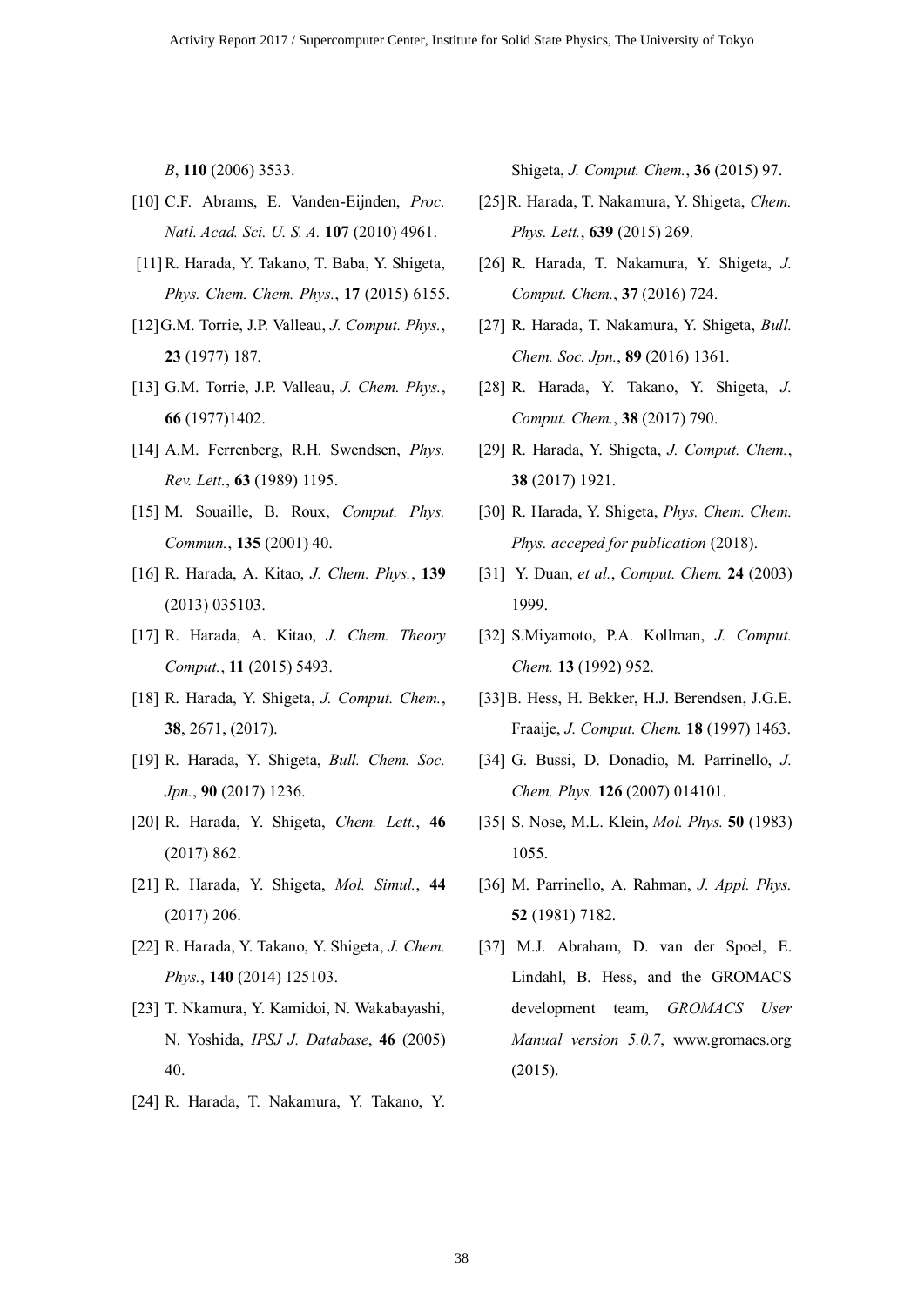*B*, **110** (2006) 3533.

[10] C.F. Abrams, E. Vanden-Eijnden, *Proc. Natl. Acad. Sci. U. S. A.* **107** (2010) 4961.

[11] R. Harada, Y. Takano, T. Baba, Y. Shigeta, *Phys. Chem. Chem. Phys.*, **17** (2015) 6155.

[12] G.M. Torrie, J.P. Valleau, *J. Comput. Phys.*, **23** (1977) 187.

[13] G.M. Torrie, J.P. Valleau, *J. Chem. Phys.*, **66** (1977)1402.

[14] A.M. Ferrenberg, R.H. Swendsen, *Phys. Rev. Lett.*, **63** (1989) 1195.

[15] M. Souaille, B. Roux, *Comput. Phys. Commun.*, **135** (2001) 40.

[16] R. Harada, A. Kitao, *J. Chem. Phys.*, **139** (2013) 035103.

[17] R. Harada, A. Kitao, *J. Chem. Theory Comput.*, **11** (2015) 5493.

[18] R. Harada, Y. Shigeta, *J. Comput. Chem.*, **38**, 2671, (2017).

[19] R. Harada, Y. Shigeta, *Bull. Chem. Soc. Jpn.*, **90** (2017) 1236.

[20] R. Harada, Y. Shigeta, *Chem. Lett.*, **46** (2017) 862.

[21] R. Harada, Y. Shigeta, *Mol. Simul.*, **44** (2017) 206.

[22] R. Harada, Y. Takano, Y. Shigeta, *J. Chem. Phys.*, **140** (2014) 125103.

[23] T. Nkamura, Y. Kamidoi, N. Wakabayashi, N. Yoshida, *IPSJ J. Database*, **46** (2005) 40.

[24] R. Harada, T. Nakamura, Y. Takano, Y. Shigeta, *J. Comput. Chem.*, **36** (2015) 97.

[25] R. Harada, T. Nakamura, Y. Shigeta, *Chem. Phys. Lett.*, **639** (2015) 269.

[26] R. Harada, T. Nakamura, Y. Shigeta, *J. Comput. Chem.*, **37** (2016) 724.

[27] R. Harada, T. Nakamura, Y. Shigeta, *Bull. Chem. Soc. Jpn.*, **89** (2016) 1361.

[28] R. Harada, Y. Takano, Y. Shigeta, *J. Comput. Chem.*, **38** (2017) 790.

[29] R. Harada, Y. Shigeta, *J. Comput. Chem.*, **38** (2017) 1921.

[30] R. Harada, Y. Shigeta, *Phys. Chem. Chem. Phys. acceped for publication* (2018).

[31] Y. Duan, *et al.*, *Comput. Chem.* **24** (2003) 1999.

[32] S.Miyamoto, P.A. Kollman, *J. Comput. Chem.* **13** (1992) 952.

[33] B. Hess, H. Bekker, H.J. Berendsen, J.G.E. Fraaije, *J. Comput. Chem.* **18** (1997) 1463.

[34] G. Bussi, D. Donadio, M. Parrinello, *J. Chem. Phys.* **126** (2007) 014101.

[35] S. Nose, M.L. Klein, *Mol. Phys.* **50** (1983) 1055.

[36] M. Parrinello, A. Rahman, *J. Appl. Phys.* **52** (1981) 7182.

[37] M.J. Abraham, D. van der Spoel, E. Lindahl, B. Hess, and the GROMACS development team, *GROMACS User Manual version 5.0.7*, www.gromacs.org (2015).